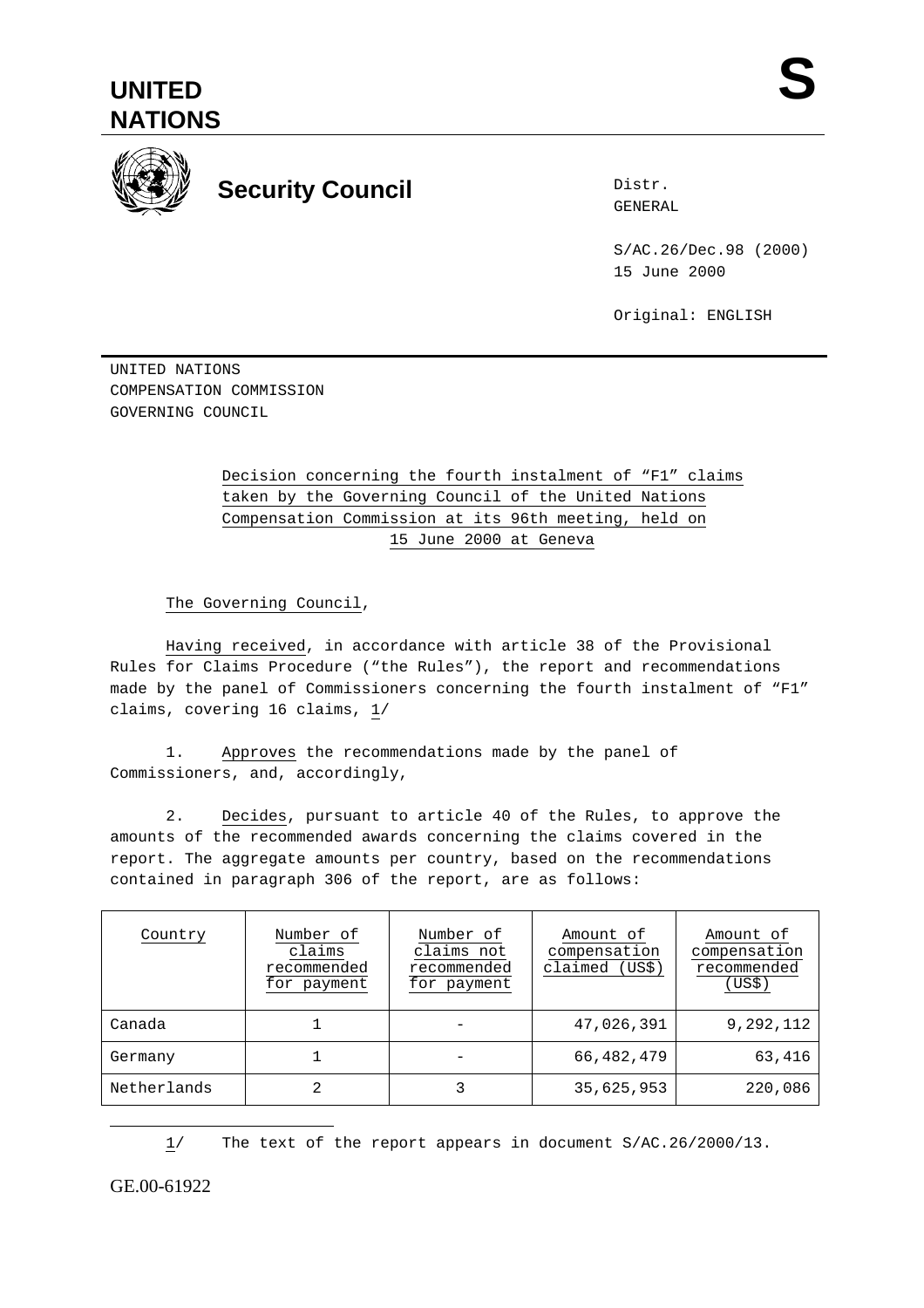# UNITED NATIONS

**S**

## Security Council

Distr.
GENERAL

S/AC.26/Dec.98 (2000)
15 June 2000

Original: ENGLISH

UNITED NATIONS
COMPENSATION COMMISSION
GOVERNING COUNCIL

Decision concerning the fourth instalment of "F1" claims taken by the Governing Council of the United Nations Compensation Commission at its 96th meeting, held on 15 June 2000 at Geneva

The Governing Council,

Having received, in accordance with article 38 of the Provisional Rules for Claims Procedure ("the Rules"), the report and recommendations made by the panel of Commissioners concerning the fourth instalment of "F1" claims, covering 16 claims, 1/

1. Approves the recommendations made by the panel of Commissioners, and, accordingly,

2. Decides, pursuant to article 40 of the Rules, to approve the amounts of the recommended awards concerning the claims covered in the report. The aggregate amounts per country, based on the recommendations contained in paragraph 306 of the report, are as follows:

| Country | Number of claims recommended for payment | Number of claims not recommended for payment | Amount of compensation claimed (US$) | Amount of compensation recommended (US$) |
|---|---|---|---|---|
| Canada | 1 | - | 47,026,391 | 9,292,112 |
| Germany | 1 | - | 66,482,479 | 63,416 |
| Netherlands | 2 | 3 | 35,625,953 | 220,086 |

1/ The text of the report appears in document S/AC.26/2000/13.

GE.00-61922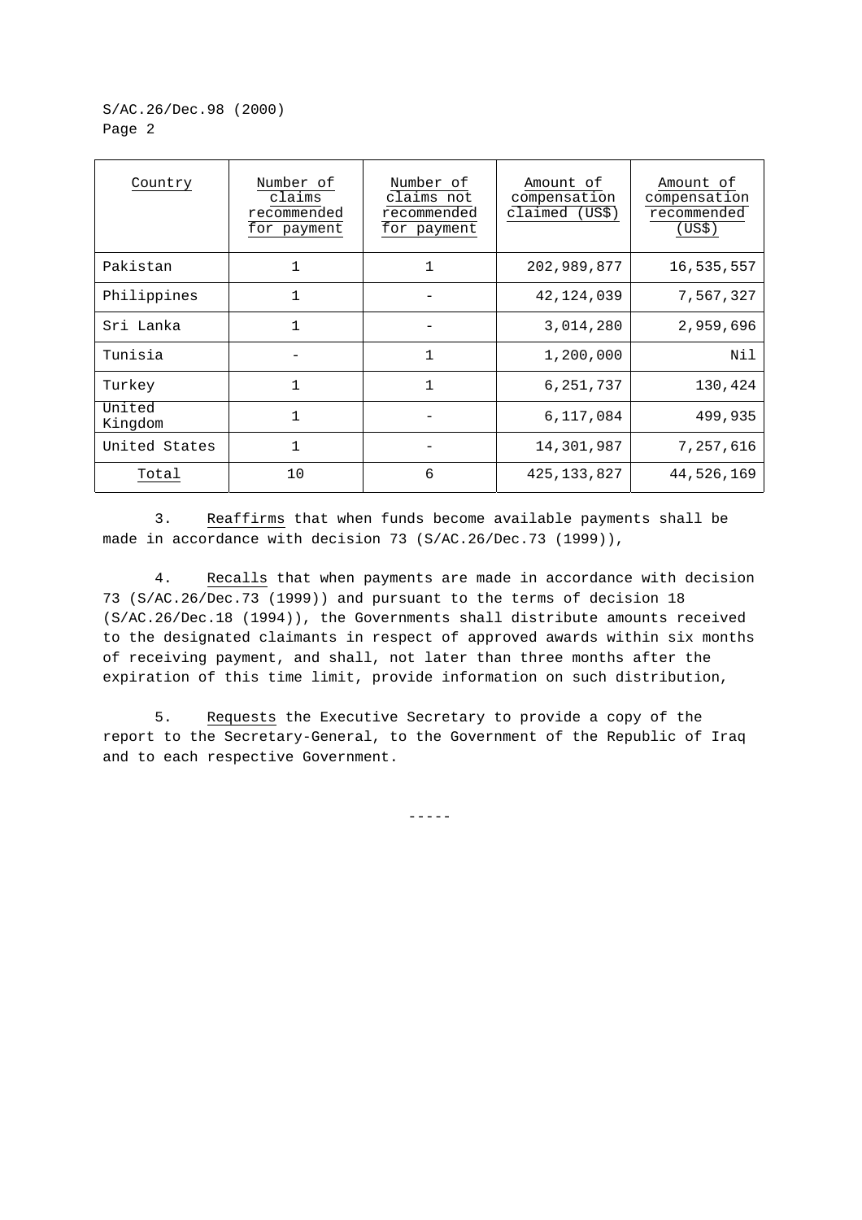| Country | Number of claims recommended for payment | Number of claims not recommended for payment | Amount of compensation claimed (US$) | Amount of compensation recommended (US$) |
|---|---|---|---|---|
| Pakistan | 1 | 1 | 202,989,877 | 16,535,557 |
| Philippines | 1 | - | 42,124,039 | 7,567,327 |
| Sri Lanka | 1 | - | 3,014,280 | 2,959,696 |
| Tunisia | - | 1 | 1,200,000 | Nil |
| Turkey | 1 | 1 | 6,251,737 | 130,424 |
| United Kingdom | 1 | - | 6,117,084 | 499,935 |
| United States | 1 | - | 14,301,987 | 7,257,616 |
| Total | 10 | 6 | 425,133,827 | 44,526,169 |

3. *Reaffirms* that when funds become available payments shall be made in accordance with decision 73 (S/AC.26/Dec.73 (1999)),

4. *Recalls* that when payments are made in accordance with decision 73 (S/AC.26/Dec.73 (1999)) and pursuant to the terms of decision 18 (S/AC.26/Dec.18 (1994)), the Governments shall distribute amounts received to the designated claimants in respect of approved awards within six months of receiving payment, and shall, not later than three months after the expiration of this time limit, provide information on such distribution,

5. *Requests* the Executive Secretary to provide a copy of the report to the Secretary-General, to the Government of the Republic of Iraq and to each respective Government.

-----